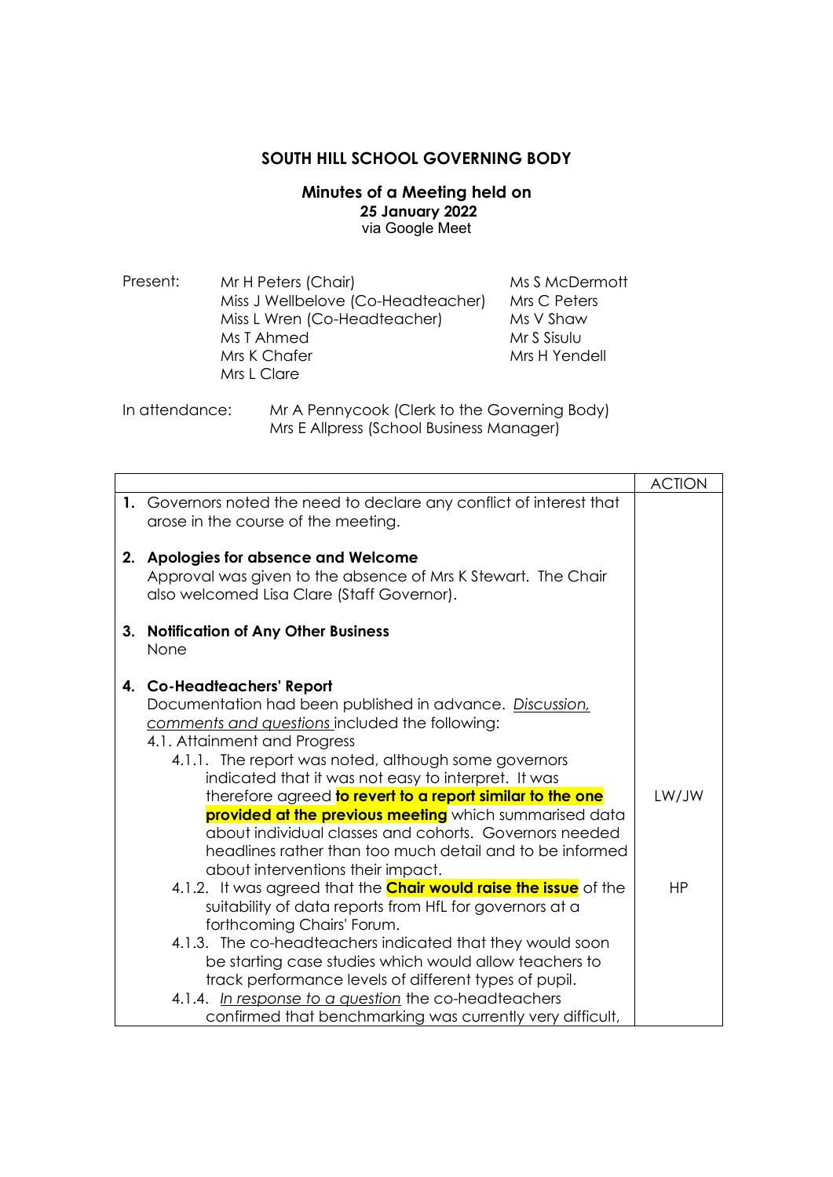**SOUTH HILL SCHOOL GOVERNING BODY**

**Minutes of a Meeting held on**
**25 January 2022**
via Google Meet

Present:
Mr H Peters (Chair)
Miss J Wellbelove (Co-Headteacher)
Miss L Wren (Co-Headteacher)
Ms T Ahmed
Mrs K Chafer
Mrs L Clare
Ms S McDermott
Mrs C Peters
Ms V Shaw
Mr S Sisulu
Mrs H Yendell

In attendance:
Mr A Pennycook (Clerk to the Governing Body)
Mrs E Allpress (School Business Manager)

| | ACTION |
|---|---|
| **1.** Governors noted the need to declare any conflict of interest that arose in the course of the meeting. | |
| **2. Apologies for absence and Welcome**<br>Approval was given to the absence of Mrs K Stewart. The Chair also welcomed Lisa Clare (Staff Governor). | |
| **3. Notification of Any Other Business**<br>None | |
| **4. Co-Headteachers' Report**<br>Documentation had been published in advance. _Discussion, comments and questions_ included the following:<br>4.1. Attainment and Progress | |
| 4.1.1. The report was noted, although some governors indicated that it was not easy to interpret. It was therefore agreed **to revert to a report similar to the one provided at the previous meeting** which summarised data about individual classes and cohorts. Governors needed headlines rather than too much detail and to be informed about interventions their impact. | LW/JW |
| 4.1.2. It was agreed that the **Chair would raise the issue** of the suitability of data reports from HfL for governors at a forthcoming Chairs' Forum. | HP |
| 4.1.3. The co-headteachers indicated that they would soon be starting case studies which would allow teachers to track performance levels of different types of pupil. | |
| 4.1.4. _In response to a question_ the co-headteachers confirmed that benchmarking was currently very difficult, | |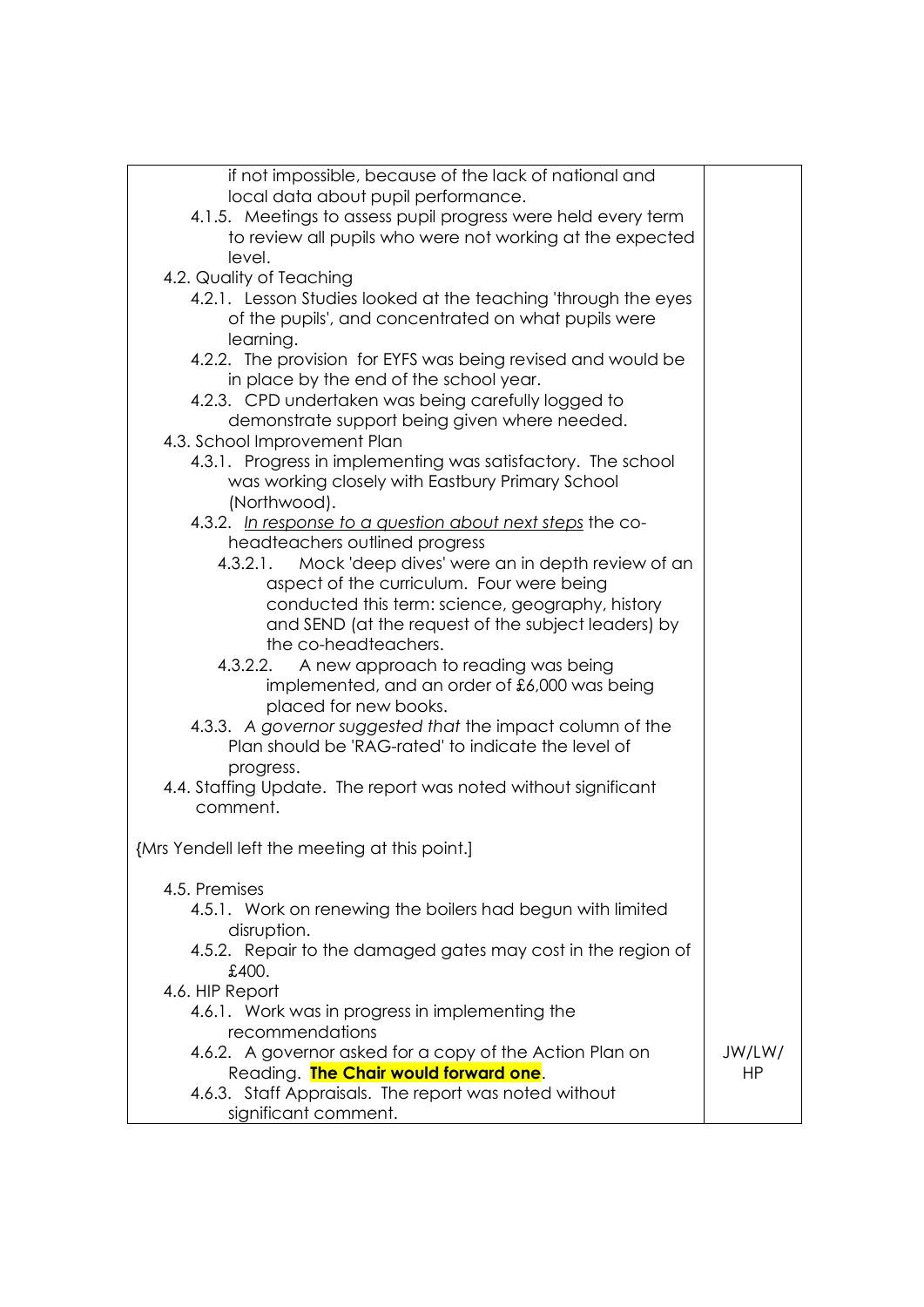| | |
|---|---|
| if not impossible, because of the lack of national and local data about pupil performance.<br>4.1.5. Meetings to assess pupil progress were held every term to review all pupils who were not working at the expected level.<br>4.2. Quality of Teaching<br>4.2.1. Lesson Studies looked at the teaching 'through the eyes of the pupils', and concentrated on what pupils were learning.<br>4.2.2. The provision for EYFS was being revised and would be in place by the end of the school year.<br>4.2.3. CPD undertaken was being carefully logged to demonstrate support being given where needed.<br>4.3. School Improvement Plan<br>4.3.1. Progress in implementing was satisfactory. The school was working closely with Eastbury Primary School (Northwood).<br>4.3.2. <u>*In response to a question about next steps*</u> the co-headteachers outlined progress<br>4.3.2.1. Mock 'deep dives' were an in depth review of an aspect of the curriculum. Four were being conducted this term: science, geography, history and SEND (at the request of the subject leaders) by the co-headteachers.<br>4.3.2.2. A new approach to reading was being implemented, and an order of £6,000 was being placed for new books.<br>4.3.3. *A governor suggested that* the impact column of the Plan should be 'RAG-rated' to indicate the level of progress.<br>4.4. Staffing Update. The report was noted without significant comment.<br><br>{Mrs Yendell left the meeting at this point.]<br><br>4.5. Premises<br>4.5.1. Work on renewing the boilers had begun with limited disruption.<br>4.5.2. Repair to the damaged gates may cost in the region of £400.<br>4.6. HIP Report<br>4.6.1. Work was in progress in implementing the recommendations<br>4.6.2. A governor asked for a copy of the Action Plan on Reading. **The Chair would forward one**.<br>4.6.3. Staff Appraisals. The report was noted without significant comment. | <br><br><br><br><br><br><br><br><br><br><br><br><br><br><br><br><br><br><br><br><br><br><br><br><br><br><br><br><br>JW/LW/HP |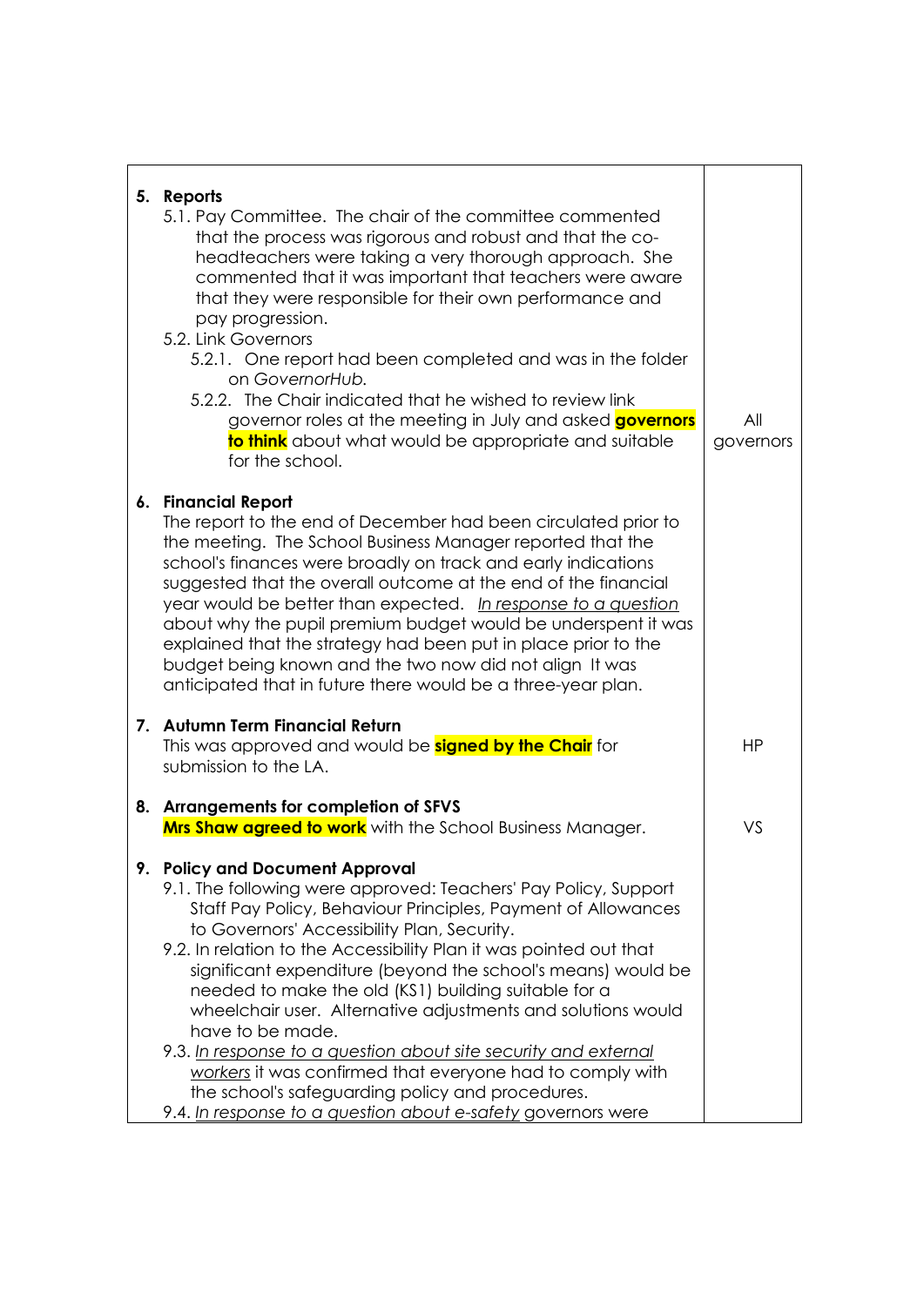| | |
|---|---|
| **5. Reports**<br>5.1. Pay Committee. The chair of the committee commented that the process was rigorous and robust and that the co-headteachers were taking a very thorough approach. She commented that it was important that teachers were aware that they were responsible for their own performance and pay progression.<br>5.2. Link Governors<br>5.2.1. One report had been completed and was in the folder on *GovernorHub*.<br>5.2.2. The Chair indicated that he wished to review link governor roles at the meeting in July and asked **governors to think** about what would be appropriate and suitable for the school. | All governors |
| **6. Financial Report**<br>The report to the end of December had been circulated prior to the meeting. The School Business Manager reported that the school's finances were broadly on track and early indications suggested that the overall outcome at the end of the financial year would be better than expected. *In response to a question* about why the pupil premium budget would be underspent it was explained that the strategy had been put in place prior to the budget being known and the two now did not align It was anticipated that in future there would be a three-year plan. | |
| **7. Autumn Term Financial Return**<br>This was approved and would be **signed by the Chair** for submission to the LA. | HP |
| **8. Arrangements for completion of SFVS**<br>**Mrs Shaw agreed to work** with the School Business Manager. | VS |
| **9. Policy and Document Approval**<br>9.1. The following were approved: Teachers' Pay Policy, Support Staff Pay Policy, Behaviour Principles, Payment of Allowances to Governors' Accessibility Plan, Security.<br>9.2. In relation to the Accessibility Plan it was pointed out that significant expenditure (beyond the school's means) would be needed to make the old (KS1) building suitable for a wheelchair user. Alternative adjustments and solutions would have to be made.<br>9.3. *In response to a question about site security and external workers* it was confirmed that everyone had to comply with the school's safeguarding policy and procedures.<br>9.4. *In response to a question about e-safety* governors were | |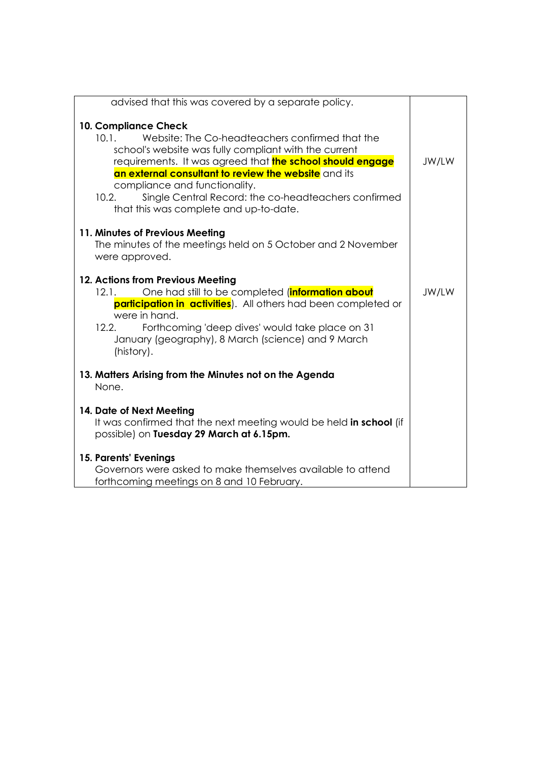| | |
|---|---|
| advised that this was covered by a separate policy. | |
| **10. Compliance Check**<br>10.1. Website: The Co-headteachers confirmed that the school's website was fully compliant with the current requirements. It was agreed that **the school should engage an external consultant to review the website** and its compliance and functionality.<br>10.2. Single Central Record: the co-headteachers confirmed that this was complete and up-to-date. | JW/LW |
| **11. Minutes of Previous Meeting**<br>The minutes of the meetings held on 5 October and 2 November were approved. | |
| **12. Actions from Previous Meeting**<br>12.1. One had still to be completed (**information about participation in activities**). All others had been completed or were in hand.<br>12.2. Forthcoming 'deep dives' would take place on 31 January (geography), 8 March (science) and 9 March (history). | JW/LW |
| **13. Matters Arising from the Minutes not on the Agenda**<br>None. | |
| **14. Date of Next Meeting**<br>It was confirmed that the next meeting would be held **in school** (if possible) on **Tuesday 29 March at 6.15pm.** | |
| **15. Parents' Evenings**<br>Governors were asked to make themselves available to attend forthcoming meetings on 8 and 10 February. | |